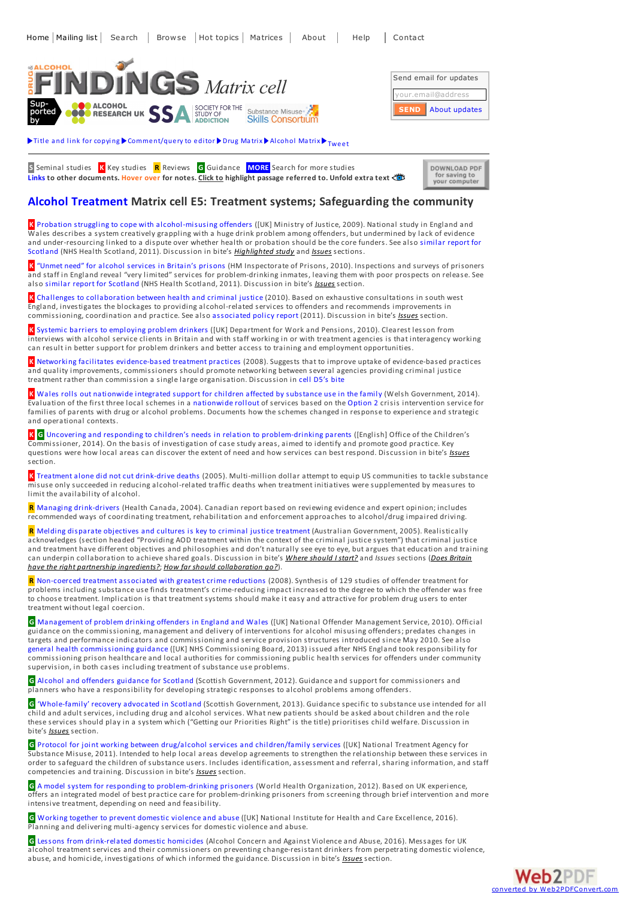Home | Mailing list | Search | Browse | Hot topics | Matrices | About | Help | Contact

DRUG & ALCOHOL FINDINGS Matrix cell

Supported by ALCOHOL RESEARCH UK SSA SOCIETY FOR THE STUDY OF ADDICTION Substance Misuse Skills Consortium

Send email for updates

your.email@address

SEND About updates

▶Title and link for copying ▶Comment/query to editor ▶Drug Matrix ▶Alcohol Matrix ▶Tweet

S Seminal studies K Key studies R Reviews G Guidance MORE Search for more studies

Links to other documents. Hover over for notes. Click to highlight passage referred to. Unfold extra text

DOWNLOAD PDF for saving to your computer

# Alcohol Treatment Matrix cell E5: Treatment systems; Safeguarding the community

K Probation struggling to cope with alcohol-misusing offenders ([UK] Ministry of Justice, 2009). National study in England and Wales describes a system creatively grappling with a huge drink problem among offenders, but undermined by lack of evidence and under-resourcing linked to a dispute over whether health or probation should be the core funders. See also similar report for Scotland (NHS Health Scotland, 2011). Discussion in bite's *Highlighted study* and *Issues* sections.

K "Unmet need" for alcohol services in Britain's prisons (HM Inspectorate of Prisons, 2010). Inspections and surveys of prisoners and staff in England reveal "very limited" services for problem-drinking inmates, leaving them with poor prospects on release. See also similar report for Scotland (NHS Health Scotland, 2011). Discussion in bite's *Issues* section.

K Challenges to collaboration between health and criminal justice (2010). Based on exhaustive consultations in south west England, investigates the blockages to providing alcohol-related services to offenders and recommends improvements in commissioning, coordination and practice. See also associated policy report (2011). Discussion in bite's *Issues* section.

K Systemic barriers to employing problem drinkers ([UK] Department for Work and Pensions, 2010). Clearest lesson from interviews with alcohol service clients in Britain and with staff working in or with treatment agencies is that interagency working can result in better support for problem drinkers and better access to training and employment opportunities.

K Networking facilitates evidence-based treatment practices (2008). Suggests that to improve uptake of evidence-based practices and quality improvements, commissioners should promote networking between several agencies providing criminal justice treatment rather than commission a single large organisation. Discussion in cell D5's bite

K Wales rolls out nationwide integrated support for children affected by substance use in the family (Welsh Government, 2014). Evaluation of the first three local schemes in a nationwide rollout of services based on the Option 2 crisis intervention service for families of parents with drug or alcohol problems. Documents how the schemes changed in response to experience and strategic and operational contexts.

K G Uncovering and responding to children's needs in relation to problem-drinking parents ([English] Office of the Children's Commissioner, 2014). On the basis of investigation of case study areas, aimed to identify and promote good practice. Key questions were how local areas can discover the extent of need and how services can best respond. Discussion in bite's *Issues* section.

K Treatment alone did not cut drink-drive deaths (2005). Multi-million dollar attempt to equip US communities to tackle substance misuse only succeeded in reducing alcohol-related traffic deaths when treatment initiatives were supplemented by measures to limit the availability of alcohol.

R Managing drink-drivers (Health Canada, 2004). Canadian report based on reviewing evidence and expert opinion; includes recommended ways of coordinating treatment, rehabilitation and enforcement approaches to alcohol/drug impaired driving.

R Melding disparate objectives and cultures is key to criminal justice treatment (Australian Government, 2005). Realistically acknowledges (section headed "Providing AOD treatment within the context of the criminal justice system") that criminal justice and treatment have different objectives and philosophies and don't naturally see eye to eye, but argues that education and training can underpin collaboration to achieve shared goals. Discussion in bite's *Where should I start?* and *Issues* sections (*Does Britain have the right partnership ingredients?*; *How far should collaboration go?*).

R Non-coerced treatment associated with greatest crime reductions (2008). Synthesis of 129 studies of offender treatment for problems including substance use finds treatment's crime-reducing impact increased to the degree to which the offender was free to choose treatment. Implication is that treatment systems should make it easy and attractive for problem drug users to enter treatment without legal coercion.

G Management of problem drinking offenders in England and Wales ([UK] National Offender Management Service, 2010). Official guidance on the commissioning, management and delivery of interventions for alcohol misusing offenders; predates changes in targets and performance indicators and commissioning and service provision structures introduced since May 2010. See also general health commissioning guidance ([UK] NHS Commissioning Board, 2013) issued after NHS England took responsibility for commissioning prison healthcare and local authorities for commissioning public health services for offenders under community supervision, in both cases including treatment of substance use problems.

G Alcohol and offenders guidance for Scotland (Scottish Government, 2012). Guidance and support for commissioners and planners who have a responsibility for developing strategic responses to alcohol problems among offenders.

G 'Whole-family' recovery advocated in Scotland (Scottish Government, 2013). Guidance specific to substance use intended for all child and adult services, including drug and alcohol services. What new patients should be asked about children and the role these services should play in a system which ("Getting our Priorities Right" is the title) prioritises child welfare. Discussion in bite's *Issues* section.

G Protocol for joint working between drug/alcohol services and children/family services ([UK] National Treatment Agency for Substance Misuse, 2011). Intended to help local areas develop agreements to strengthen the relationship between these services in order to safeguard the children of substance users. Includes identification, assessment and referral, sharing information, and staff competencies and training. Discussion in bite's *Issues* section.

G A model system for responding to problem-drinking prisoners (World Health Organization, 2012). Based on UK experience, offers an integrated model of best practice care for problem-drinking prisoners from screening through brief intervention and more intensive treatment, depending on need and feasibility.

G Working together to prevent domestic violence and abuse ([UK] National Institute for Health and Care Excellence, 2016). Planning and delivering multi-agency services for domestic violence and abuse.

G Lessons from drink-related domestic homicides (Alcohol Concern and Against Violence and Abuse, 2016). Messages for UK alcohol treatment services and their commissioners on preventing change-resistant drinkers from perpetrating domestic violence, abuse, and homicide, investigations of which informed the guidance. Discussion in bite's *Issues* section.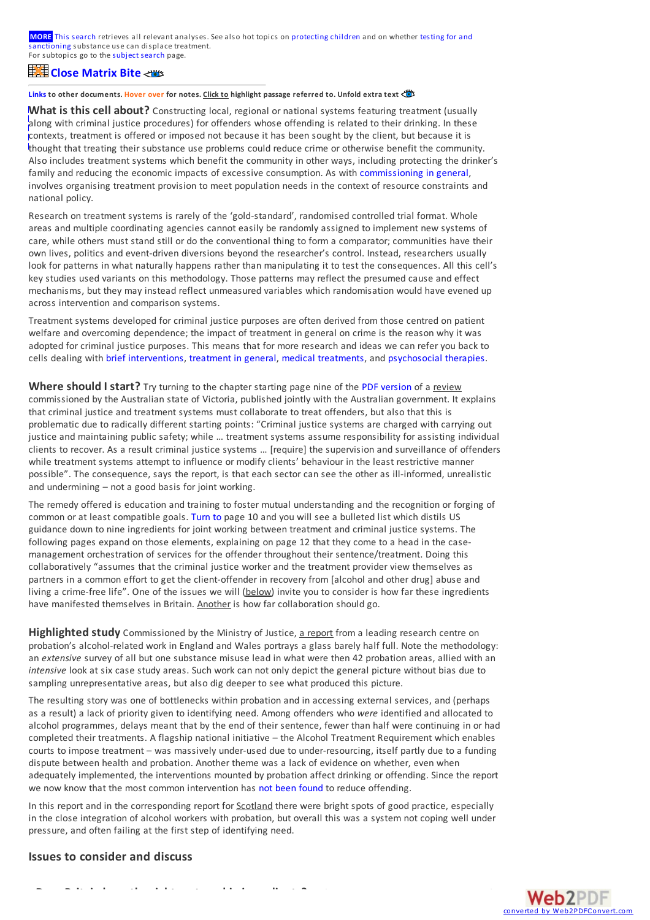**MORE** This search retrieves all relevant analyses. See also hot topics on protecting children and on whether testing for and sanctioning substance use can displace treatment.
For subtopics go to the subject search page.

## Close Matrix Bite

**Links to other documents. Hover over for notes. Click to highlight passage referred to. Unfold extra text**

**What is this cell about?** Constructing local, regional or national systems featuring treatment (usually along with criminal justice procedures) for offenders whose offending is related to their drinking. In these contexts, treatment is offered or imposed not because it has been sought by the client, but because it is thought that treating their substance use problems could reduce crime or otherwise benefit the community. Also includes treatment systems which benefit the community in other ways, including protecting the drinker's family and reducing the economic impacts of excessive consumption. As with commissioning in general, involves organising treatment provision to meet population needs in the context of resource constraints and national policy.

Research on treatment systems is rarely of the 'gold-standard', randomised controlled trial format. Whole areas and multiple coordinating agencies cannot easily be randomly assigned to implement new systems of care, while others must stand still or do the conventional thing to form a comparator; communities have their own lives, politics and event-driven diversions beyond the researcher's control. Instead, researchers usually look for patterns in what naturally happens rather than manipulating it to test the consequences. All this cell's key studies used variants on this methodology. Those patterns may reflect the presumed cause and effect mechanisms, but they may instead reflect unmeasured variables which randomisation would have evened up across intervention and comparison systems.

Treatment systems developed for criminal justice purposes are often derived from those centred on patient welfare and overcoming dependence; the impact of treatment in general on crime is the reason why it was adopted for criminal justice purposes. This means that for more research and ideas we can refer you back to cells dealing with brief interventions, treatment in general, medical treatments, and psychosocial therapies.

**Where should I start?** Try turning to the chapter starting page nine of the PDF version of a review commissioned by the Australian state of Victoria, published jointly with the Australian government. It explains that criminal justice and treatment systems must collaborate to treat offenders, but also that this is problematic due to radically different starting points: "Criminal justice systems are charged with carrying out justice and maintaining public safety; while … treatment systems assume responsibility for assisting individual clients to recover. As a result criminal justice systems … [require] the supervision and surveillance of offenders while treatment systems attempt to influence or modify clients' behaviour in the least restrictive manner possible". The consequence, says the report, is that each sector can see the other as ill-informed, unrealistic and undermining – not a good basis for joint working.

The remedy offered is education and training to foster mutual understanding and the recognition or forging of common or at least compatible goals. Turn to page 10 and you will see a bulleted list which distils US guidance down to nine ingredients for joint working between treatment and criminal justice systems. The following pages expand on those elements, explaining on page 12 that they come to a head in the case-management orchestration of services for the offender throughout their sentence/treatment. Doing this collaboratively "assumes that the criminal justice worker and the treatment provider view themselves as partners in a common effort to get the client-offender in recovery from [alcohol and other drug] abuse and living a crime-free life". One of the issues we will (below) invite you to consider is how far these ingredients have manifested themselves in Britain. Another is how far collaboration should go.

**Highlighted study** Commissioned by the Ministry of Justice, a report from a leading research centre on probation's alcohol-related work in England and Wales portrays a glass barely half full. Note the methodology: an *extensive* survey of all but one substance misuse lead in what were then 42 probation areas, allied with an *intensive* look at six case study areas. Such work can not only depict the general picture without bias due to sampling unrepresentative areas, but also dig deeper to see what produced this picture.

The resulting story was one of bottlenecks within probation and in accessing external services, and (perhaps as a result) a lack of priority given to identifying need. Among offenders who *were* identified and allocated to alcohol programmes, delays meant that by the end of their sentence, fewer than half were continuing in or had completed their treatments. A flagship national initiative – the Alcohol Treatment Requirement which enables courts to impose treatment – was massively under-used due to under-resourcing, itself partly due to a funding dispute between health and probation. Another theme was a lack of evidence on whether, even when adequately implemented, the interventions mounted by probation affect drinking or offending. Since the report we now know that the most common intervention has not been found to reduce offending.

In this report and in the corresponding report for Scotland there were bright spots of good practice, especially in the close integration of alcohol workers with probation, but overall this was a system not coping well under pressure, and often failing at the first step of identifying need.

### Issues to consider and discuss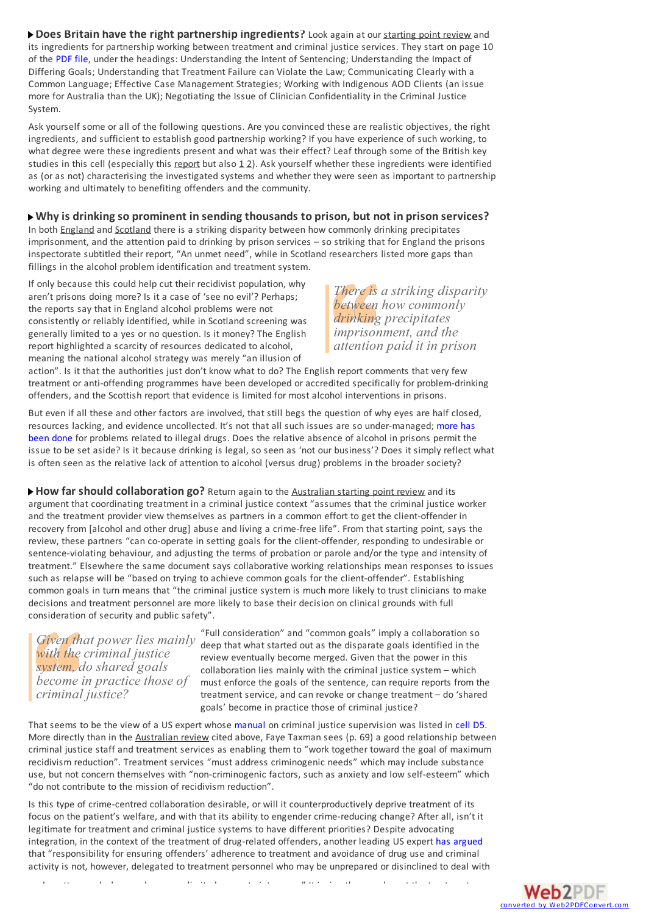**Does Britain have the right partnership ingredients?** Look again at our starting point review and its ingredients for partnership working between treatment and criminal justice services. They start on page 10 of the PDF file, under the headings: Understanding the Intent of Sentencing; Understanding the Impact of Differing Goals; Understanding that Treatment Failure can Violate the Law; Communicating Clearly with a Common Language; Effective Case Management Strategies; Working with Indigenous AOD Clients (an issue more for Australia than the UK); Negotiating the Issue of Clinician Confidentiality in the Criminal Justice System.

Ask yourself some or all of the following questions. Are you convinced these are realistic objectives, the right ingredients, and sufficient to establish good partnership working? If you have experience of such working, to what degree were these ingredients present and what was their effect? Leaf through some of the British key studies in this cell (especially this report but also 1 2). Ask yourself whether these ingredients were identified as (or as not) characterising the investigated systems and whether they were seen as important to partnership working and ultimately to benefiting offenders and the community.

**Why is drinking so prominent in sending thousands to prison, but not in prison services?** In both England and Scotland there is a striking disparity between how commonly drinking precipitates imprisonment, and the attention paid to drinking by prison services – so striking that for England the prisons inspectorate subtitled their report, "An unmet need", while in Scotland researchers listed more gaps than fillings in the alcohol problem identification and treatment system.

If only because this could help cut their recidivist population, why aren't prisons doing more? Is it a case of 'see no evil'? Perhaps; the reports say that in England alcohol problems were not consistently or reliably identified, while in Scotland screening was generally limited to a yes or no question. Is it money? The English report highlighted a scarcity of resources dedicated to alcohol, meaning the national alcohol strategy was merely "an illusion of action". Is it that the authorities just don't know what to do? The English report comments that very few treatment or anti-offending programmes have been developed or accredited specifically for problem-drinking offenders, and the Scottish report that evidence is limited for most alcohol interventions in prisons.

> *There is a striking disparity between how commonly drinking precipitates imprisonment, and the attention paid it in prison*

But even if all these and other factors are involved, that still begs the question of why eyes are half closed, resources lacking, and evidence uncollected. It's not that all such issues are so under-managed; more has been done for problems related to illegal drugs. Does the relative absence of alcohol in prisons permit the issue to be set aside? Is it because drinking is legal, so seen as 'not our business'? Does it simply reflect what is often seen as the relative lack of attention to alcohol (versus drug) problems in the broader society?

**How far should collaboration go?** Return again to the Australian starting point review and its argument that coordinating treatment in a criminal justice context "assumes that the criminal justice worker and the treatment provider view themselves as partners in a common effort to get the client-offender in recovery from [alcohol and other drug] abuse and living a crime-free life". From that starting point, says the review, these partners "can co-operate in setting goals for the client-offender, responding to undesirable or sentence-violating behaviour, and adjusting the terms of probation or parole and/or the type and intensity of treatment." Elsewhere the same document says collaborative working relationships mean responses to issues such as relapse will be "based on trying to achieve common goals for the client-offender". Establishing common goals in turn means that "the criminal justice system is much more likely to trust clinicians to make decisions and treatment personnel are more likely to base their decision on clinical grounds with full consideration of security and public safety".

> *Given that power lies mainly with the criminal justice system, do shared goals become in practice those of criminal justice?*

"Full consideration" and "common goals" imply a collaboration so deep that what started out as the disparate goals identified in the review eventually become merged. Given that the power in this collaboration lies mainly with the criminal justice system – which must enforce the goals of the sentence, can require reports from the treatment service, and can revoke or change treatment – do 'shared goals' become in practice those of criminal justice?

That seems to be the view of a US expert whose manual on criminal justice supervision was listed in cell D5. More directly than in the Australian review cited above, Faye Taxman sees (p. 69) a good relationship between criminal justice staff and treatment services as enabling them to "work together toward the goal of maximum recidivism reduction". Treatment services "must address criminogenic needs" which may include substance use, but not concern themselves with "non-criminogenic factors, such as anxiety and low self-esteem" which "do not contribute to the mission of recidivism reduction".

Is this type of crime-centred collaboration desirable, or will it counterproductively deprive treatment of its focus on the patient's welfare, and with that its ability to engender crime-reducing change? After all, isn't it legitimate for treatment and criminal justice systems to have different priorities? Despite advocating integration, in the context of the treatment of drug-related offenders, another leading US expert has argued that "responsibility for ensuring offenders' adherence to treatment and avoidance of drug use and criminal activity is not, however, delegated to treatment personnel who may be unprepared or disinclined to deal with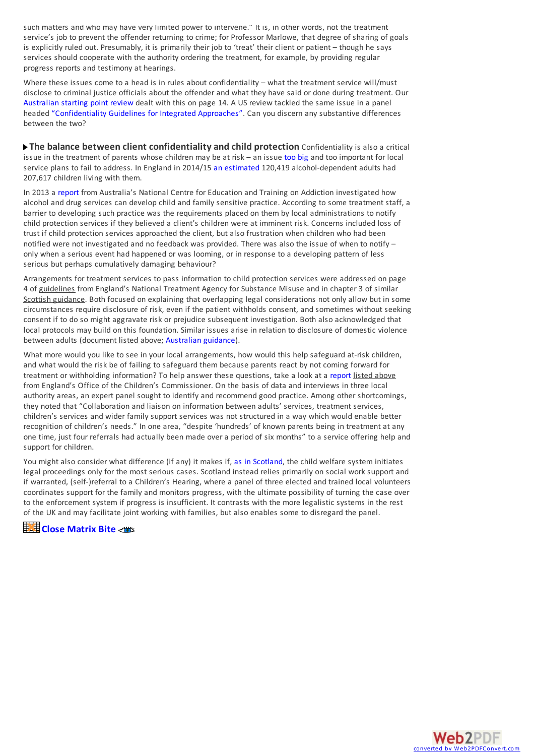such matters and who may have very limited power to intervene." It is, in other words, not the treatment service's job to prevent the offender returning to crime; for Professor Marlowe, that degree of sharing of goals is explicitly ruled out. Presumably, it is primarily their job to 'treat' their client or patient – though he says services should cooperate with the authority ordering the treatment, for example, by providing regular progress reports and testimony at hearings.

Where these issues come to a head is in rules about confidentiality – what the treatment service will/must disclose to criminal justice officials about the offender and what they have said or done during treatment. Our Australian starting point review dealt with this on page 14. A US review tackled the same issue in a panel headed "Confidentiality Guidelines for Integrated Approaches". Can you discern any substantive differences between the two?

**The balance between client confidentiality and child protection** Confidentiality is also a critical issue in the treatment of parents whose children may be at risk – an issue too big and too important for local service plans to fail to address. In England in 2014/15 an estimated 120,419 alcohol-dependent adults had 207,617 children living with them.

In 2013 a report from Australia's National Centre for Education and Training on Addiction investigated how alcohol and drug services can develop child and family sensitive practice. According to some treatment staff, a barrier to developing such practice was the requirements placed on them by local administrations to notify child protection services if they believed a client's children were at imminent risk. Concerns included loss of trust if child protection services approached the client, but also frustration when children who had been notified were not investigated and no feedback was provided. There was also the issue of when to notify – only when a serious event had happened or was looming, or in response to a developing pattern of less serious but perhaps cumulatively damaging behaviour?

Arrangements for treatment services to pass information to child protection services were addressed on page 4 of guidelines from England's National Treatment Agency for Substance Misuse and in chapter 3 of similar Scottish guidance. Both focused on explaining that overlapping legal considerations not only allow but in some circumstances require disclosure of risk, even if the patient withholds consent, and sometimes without seeking consent if to do so might aggravate risk or prejudice subsequent investigation. Both also acknowledged that local protocols may build on this foundation. Similar issues arise in relation to disclosure of domestic violence between adults (document listed above; Australian guidance).

What more would you like to see in your local arrangements, how would this help safeguard at-risk children, and what would the risk be of failing to safeguard them because parents react by not coming forward for treatment or withholding information? To help answer these questions, take a look at a report listed above from England's Office of the Children's Commissioner. On the basis of data and interviews in three local authority areas, an expert panel sought to identify and recommend good practice. Among other shortcomings, they noted that "Collaboration and liaison on information between adults' services, treatment services, children's services and wider family support services was not structured in a way which would enable better recognition of children's needs." In one area, "despite 'hundreds' of known parents being in treatment at any one time, just four referrals had actually been made over a period of six months" to a service offering help and support for children.

You might also consider what difference (if any) it makes if, as in Scotland, the child welfare system initiates legal proceedings only for the most serious cases. Scotland instead relies primarily on social work support and if warranted, (self-)referral to a Children's Hearing, where a panel of three elected and trained local volunteers coordinates support for the family and monitors progress, with the ultimate possibility of turning the case over to the enforcement system if progress is insufficient. It contrasts with the more legalistic systems in the rest of the UK and may facilitate joint working with families, but also enables some to disregard the panel.

**Close Matrix Bite**